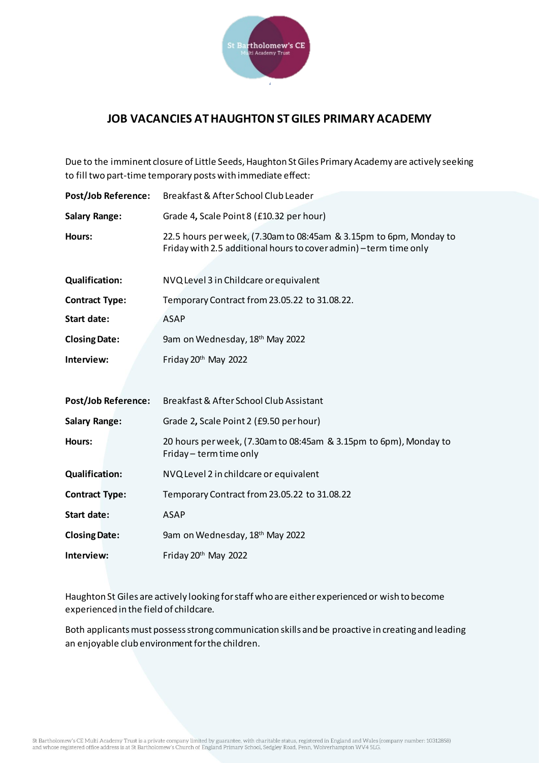# JOB VACANCIES AT HAUGHTON ST GILES PRIMARY ACADEMY

Due to the imminent closure of Little Seeds, Haughton St Giles Primary Academy are actively seeking to fill two part-time temporary posts with immediate effect:

| | |
|---|---|
| **Post/Job Reference:** | Breakfast & After School Club Leader |
| **Salary Range:** | Grade 4**,** Scale Point 8 (£10.32 per hour) |
| **Hours:** | 22.5 hours per week, (7.30am to 08:45am & 3.15pm to 6pm, Monday to Friday with 2.5 additional hours to cover admin) – term time only |
| **Qualification:** | NVQ Level 3 in Childcare or equivalent |
| **Contract Type:** | Temporary Contract from 23.05.22 to 31.08.22. |
| **Start date:** | ASAP |
| **Closing Date:** | 9am on Wednesday, 18th May 2022 |
| **Interview:** | Friday 20th May 2022 |

| | |
|---|---|
| **Post/Job Reference:** | Breakfast & After School Club Assistant |
| **Salary Range:** | Grade 2**,** Scale Point 2 (£9.50 per hour) |
| **Hours:** | 20 hours per week, (7.30am to 08:45am & 3.15pm to 6pm), Monday to Friday – term time only |
| **Qualification:** | NVQ Level 2 in childcare or equivalent |
| **Contract Type:** | Temporary Contract from 23.05.22 to 31.08.22 |
| **Start date:** | ASAP |
| **Closing Date:** | 9am on Wednesday, 18th May 2022 |
| **Interview:** | Friday 20th May 2022 |

Haughton St Giles are actively looking for staff who are either experienced or wish to become experienced in the field of childcare.

Both applicants must possess strong communication skills and be proactive in creating and leading an enjoyable club environment for the children.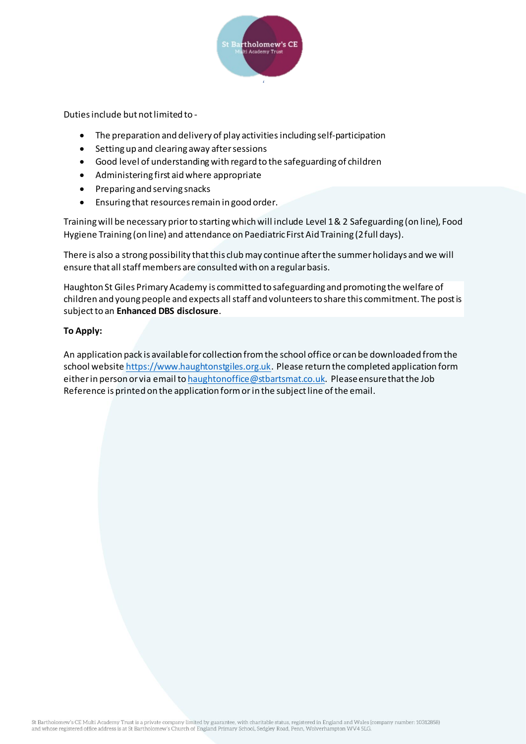Duties include but not limited to -

- The preparation and delivery of play activities including self-participation
- Setting up and clearing away after sessions
- Good level of understanding with regard to the safeguarding of children
- Administering first aid where appropriate
- Preparing and serving snacks
- Ensuring that resources remain in good order.

Training will be necessary prior to starting which will include Level 1 & 2 Safeguarding (on line), Food Hygiene Training (on line) and attendance on Paediatric First Aid Training (2 full days).

There is also a strong possibility that this club may continue after the summer holidays and we will ensure that all staff members are consulted with on a regular basis.

Haughton St Giles Primary Academy is committed to safeguarding and promoting the welfare of children and young people and expects all staff and volunteers to share this commitment. The post is subject to an **Enhanced DBS disclosure**.

**To Apply:**

An application pack is available for collection from the school office or can be downloaded from the school website https://www.haughtonstgiles.org.uk. Please return the completed application form either in person or via email to haughtonoffice@stbartsmat.co.uk. Please ensure that the Job Reference is printed on the application form or in the subject line of the email.